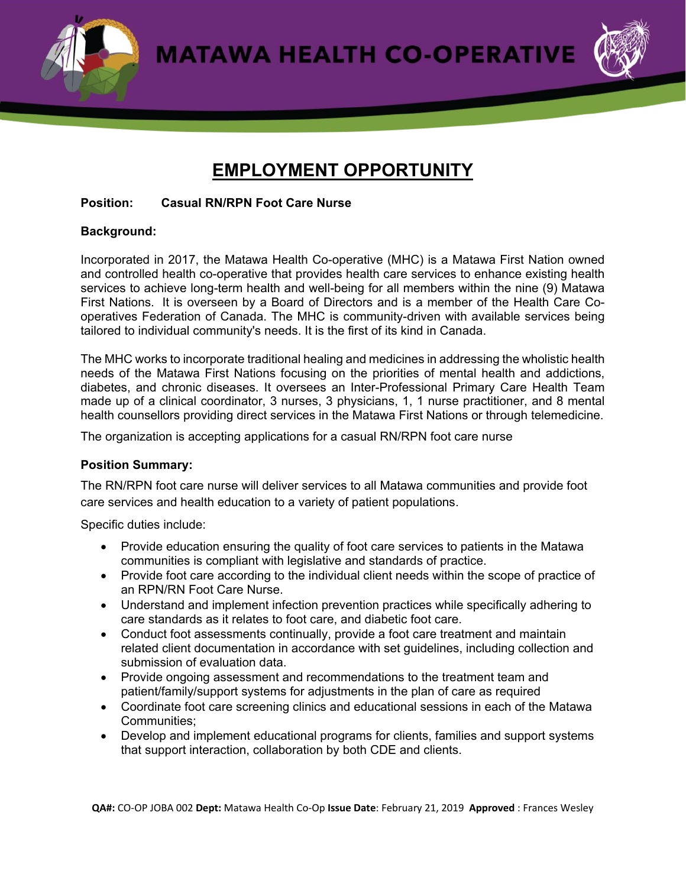# MATAWA HEALTH CO-OPERATIVE

## EMPLOYMENT OPPORTUNITY

**Position:** **Casual RN/RPN Foot Care Nurse**

**Background:**

Incorporated in 2017, the Matawa Health Co-operative (MHC) is a Matawa First Nation owned and controlled health co-operative that provides health care services to enhance existing health services to achieve long-term health and well-being for all members within the nine (9) Matawa First Nations. It is overseen by a Board of Directors and is a member of the Health Care Co-operatives Federation of Canada. The MHC is community-driven with available services being tailored to individual community's needs. It is the first of its kind in Canada.

The MHC works to incorporate traditional healing and medicines in addressing the wholistic health needs of the Matawa First Nations focusing on the priorities of mental health and addictions, diabetes, and chronic diseases. It oversees an Inter-Professional Primary Care Health Team made up of a clinical coordinator, 3 nurses, 3 physicians, 1, 1 nurse practitioner, and 8 mental health counsellors providing direct services in the Matawa First Nations or through telemedicine.

The organization is accepting applications for a casual RN/RPN foot care nurse

**Position Summary:**

The RN/RPN foot care nurse will deliver services to all Matawa communities and provide foot care services and health education to a variety of patient populations.

Specific duties include:

- Provide education ensuring the quality of foot care services to patients in the Matawa communities is compliant with legislative and standards of practice.
- Provide foot care according to the individual client needs within the scope of practice of an RPN/RN Foot Care Nurse.
- Understand and implement infection prevention practices while specifically adhering to care standards as it relates to foot care, and diabetic foot care.
- Conduct foot assessments continually, provide a foot care treatment and maintain related client documentation in accordance with set guidelines, including collection and submission of evaluation data.
- Provide ongoing assessment and recommendations to the treatment team and patient/family/support systems for adjustments in the plan of care as required
- Coordinate foot care screening clinics and educational sessions in each of the Matawa Communities;
- Develop and implement educational programs for clients, families and support systems that support interaction, collaboration by both CDE and clients.

**QA#:** CO-OP JOBA 002 **Dept:** Matawa Health Co-Op **Issue Date**: February 21, 2019 **Approved** : Frances Wesley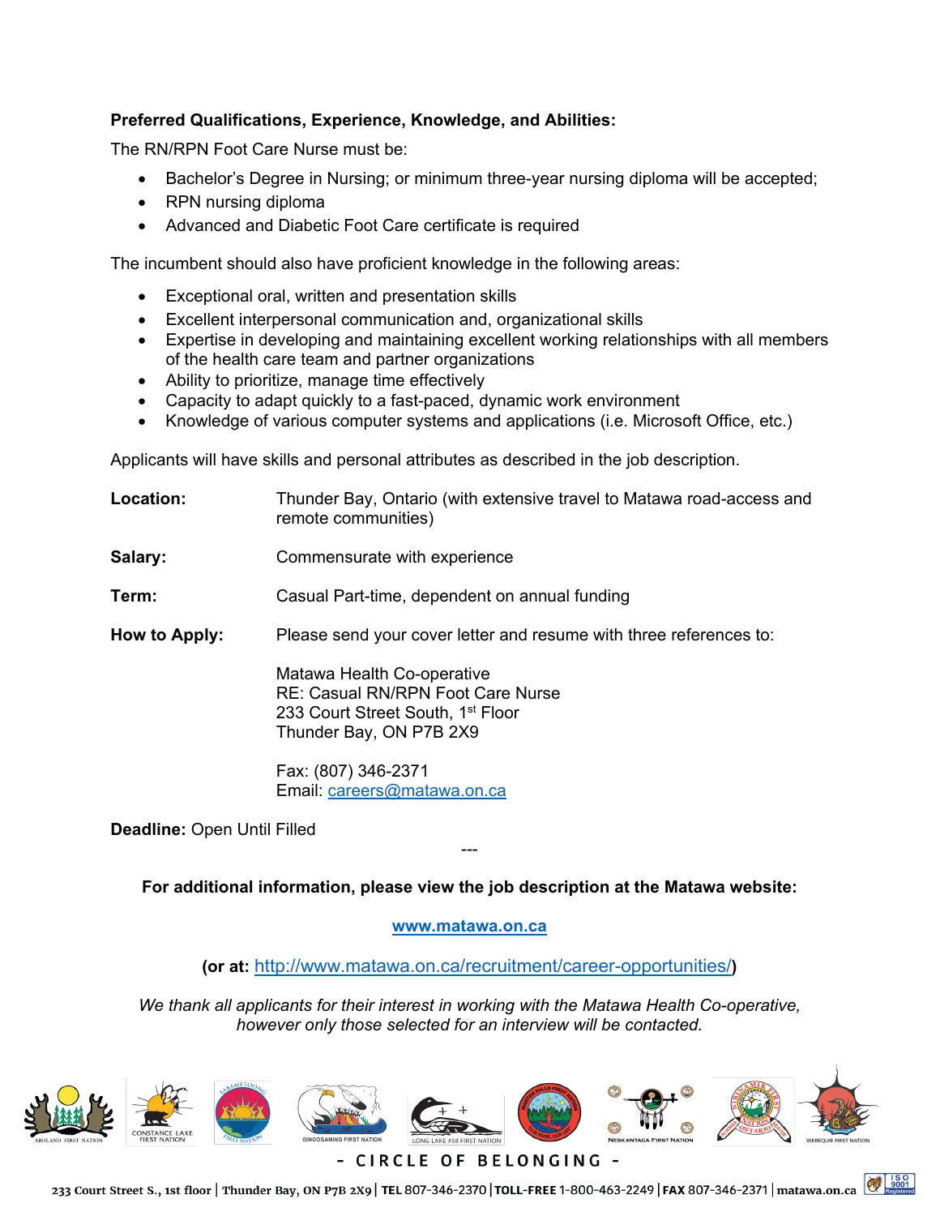**Preferred Qualifications, Experience, Knowledge, and Abilities:**

The RN/RPN Foot Care Nurse must be:

- Bachelor's Degree in Nursing; or minimum three-year nursing diploma will be accepted;
- RPN nursing diploma
- Advanced and Diabetic Foot Care certificate is required

The incumbent should also have proficient knowledge in the following areas:

- Exceptional oral, written and presentation skills
- Excellent interpersonal communication and, organizational skills
- Expertise in developing and maintaining excellent working relationships with all members of the health care team and partner organizations
- Ability to prioritize, manage time effectively
- Capacity to adapt quickly to a fast-paced, dynamic work environment
- Knowledge of various computer systems and applications (i.e. Microsoft Office, etc.)

Applicants will have skills and personal attributes as described in the job description.

**Location:** Thunder Bay, Ontario (with extensive travel to Matawa road-access and remote communities)

**Salary:** Commensurate with experience

**Term:** Casual Part-time, dependent on annual funding

**How to Apply:** Please send your cover letter and resume with three references to:

Matawa Health Co-operative
RE: Casual RN/RPN Foot Care Nurse
233 Court Street South, 1st Floor
Thunder Bay, ON P7B 2X9

Fax: (807) 346-2371
Email: careers@matawa.on.ca

**Deadline:** Open Until Filled

---

**For additional information, please view the job description at the Matawa website:**

**www.matawa.on.ca**

**(or at:** http://www.matawa.on.ca/recruitment/career-opportunities/**)**

*We thank all applicants for their interest in working with the Matawa Health Co-operative, however only those selected for an interview will be contacted.*

AROLAND FIRST NATION | CONSTANCE LAKE FIRST NATION | EABAMETOONG FIRST NATION | GINOOGAMING FIRST NATION | LONG LAKE #58 FIRST NATION | MARTEN FALLS FIRST NATION | NESKANTAGA FIRST NATION | NIBINAMIK FIRST NATION | WEBEQUIE FIRST NATION

- CIRCLE OF BELONGING -

233 Court Street S., 1st floor | Thunder Bay, ON P7B 2X9 | TEL 807-346-2370 | TOLL-FREE 1-800-463-2249 | FAX 807-346-2371 | matawa.on.ca